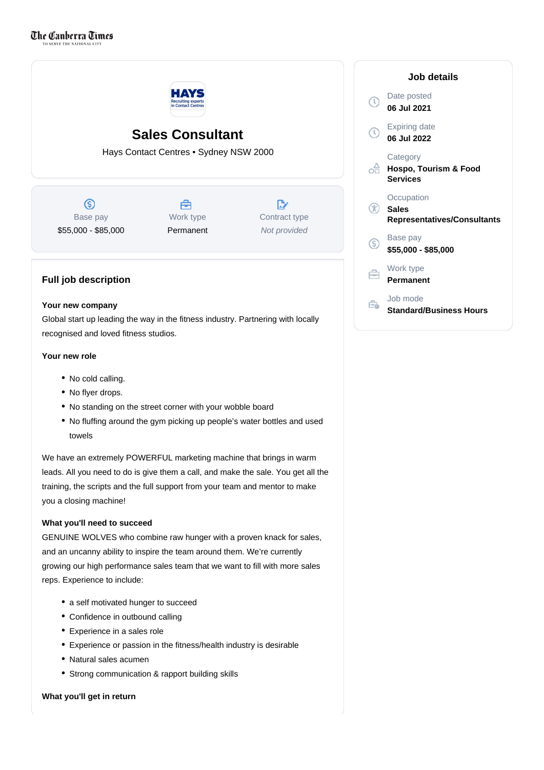The Canberra Times

# Sales Consultant

Hays Contact Centres • Sydney NSW 2000

| Base pay | Work type | Contract type |
|---|---|---|
| $55,000 - $85,000 | Permanent | *Not provided* |

## Job details

Date posted
**06 Jul 2021**

Expiring date
**06 Jul 2022**

Category
**Hospo, Tourism & Food Services**

Occupation
**Sales Representatives/Consultants**

Base pay
**$55,000 - $85,000**

Work type
**Permanent**

Job mode
**Standard/Business Hours**

## Full job description

**Your new company**

Global start up leading the way in the fitness industry. Partnering with locally recognised and loved fitness studios.

**Your new role**

- No cold calling.
- No flyer drops.
- No standing on the street corner with your wobble board
- No fluffing around the gym picking up people's water bottles and used towels

We have an extremely POWERFUL marketing machine that brings in warm leads. All you need to do is give them a call, and make the sale. You get all the training, the scripts and the full support from your team and mentor to make you a closing machine!

**What you'll need to succeed**

GENUINE WOLVES who combine raw hunger with a proven knack for sales, and an uncanny ability to inspire the team around them. We're currently growing our high performance sales team that we want to fill with more sales reps. Experience to include:

- a self motivated hunger to succeed
- Confidence in outbound calling
- Experience in a sales role
- Experience or passion in the fitness/health industry is desirable
- Natural sales acumen
- Strong communication & rapport building skills

**What you'll get in return**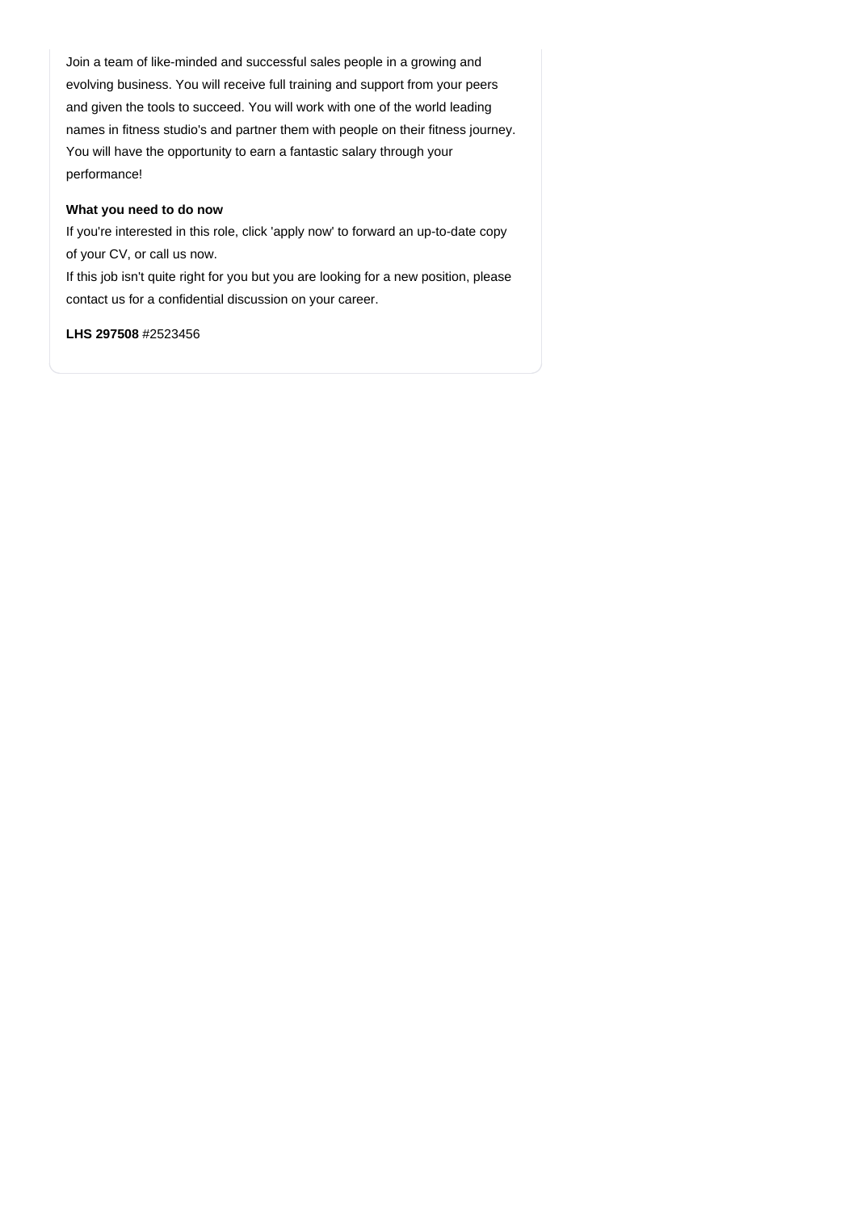Join a team of like-minded and successful sales people in a growing and evolving business. You will receive full training and support from your peers and given the tools to succeed. You will work with one of the world leading names in fitness studio's and partner them with people on their fitness journey. You will have the opportunity to earn a fantastic salary through your performance!

**What you need to do now**

If you're interested in this role, click 'apply now' to forward an up-to-date copy of your CV, or call us now.
If this job isn't quite right for you but you are looking for a new position, please contact us for a confidential discussion on your career.

**LHS 297508** #2523456